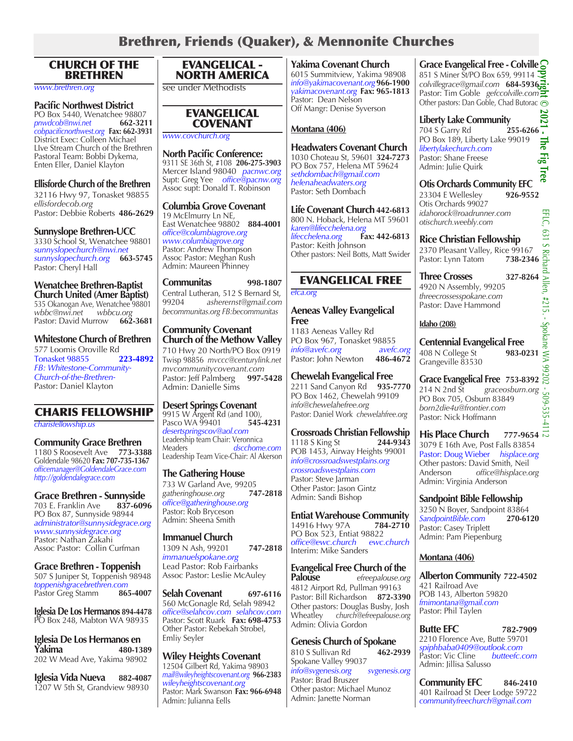# Brethren, Friends (Quaker), & Mennonite Churches

## CHURCH OF THE BRETHREN

*www.brethren.org*

**Pacific Northwest District**
PO Box 5440, Wenatchee 98807
*pnwdcob@nwi.net* **662-3211**
*cobpacificnorthwest.org* **Fax: 662-3931**
District Exec: Colleen Michael
LIve Stream Church of the Brethren
Pastoral Team: Bobbi Dykema, Enten Eller, Daniel Klayton

**Ellisforde Church of the Brethren**
32116 Hwy 97, Tonasket 98855
*ellisfordecob.org*
Pastor: Debbie Roberts **486-2629**

**Sunnyslope Brethren-UCC**
3330 School St, Wenatchee 98801
*sunnyslopechurch@nwi.net*
*sunnyslopechurch.org* **663-5745**
Pastor: Cheryl Hall

**Wenatchee Brethren-Baptist Church United (Amer Baptist)**
535 Okanogan Ave, Wenatchee 98801
*wbbc@nwi.net* *wbbcu.org*
Pastor: David Murrow **662-3681**

**Whitestone Church of Brethren**
577 Loomis Oroville Rd
Tonasket 98855 **223-4892**
*FB: Whitestone-Community-Church-of-the-Brethren-*
Pastor: Daniel Klayton

## CHARIS FELLOWSHIP

*charisfellowship.us*

**Community Grace Brethren**
1180 S Roosevelt Ave **773-3388**
Goldendale 98620 **Fax: 707-735-1367**
*officemanager@GoldendaleGrace.com*
*http://goldendalegrace.com*

**Grace Brethren - Sunnyside**
703 E. Franklin Ave **837-6096**
PO Box 87, Sunnyside 98944
*administrator@sunnysidegrace.org*
*www.sunnysidegrace.org*
Pastor: Nathan Zakahi
Assoc Pastor: Collin Curfman

**Grace Brethren - Toppenish**
507 S Juniper St, Toppenish 98948
*toppenishgracebrethren.com*
Pastor Greg Stamm **865-4007**

**Iglesia De Los Hermanos 894-4478**
PO Box 248, Mabton WA 98935

**Iglesia De Los Hermanos en Yakima** **480-1389**
202 W Mead Ave, Yakima 98902

**Iglesia Vida Nueva** **882-4087**
1207 W 5th St, Grandview 98930

## EVANGELICAL - NORTH AMERICA

see under Methodists

## EVANGELICAL COVENANT

*www.covchurch.org*

**North Pacific Conference:**
9311 SE 36th St, #108 **206-275-3903**
Mercer Island 98040 *pacnwc.org*
Supt: Greg Yee *office@pacnw.org*
Assoc supt: Donald T. Robinson

**Columbia Grove Covenant**
19 McElmurry Ln NE,
East Wenatchee 98802 **884-4001**
*office@columbiagrove.org*
*www.columbiagrove.org*
Pastor: Andrew Thompson
Assoc Pastor: Meghan Rush
Admin: Maureen Phinney

**Communitas** **998-1807**
Central Lutheran, 512 S Bernard St, 99204 *ashererenst@gmail.com*
*becommunitas.org FB:becommunitas*

**Community Covenant Church of the Methow Valley**
710 Hwy 20 North/PO Box 0919
Twisp 98856 *mvccc@centurylink.net*
*mvcommunitycovenant.com*
Pastor: Jeff Palmberg **997-5428**
Admin: Danielle Sims

**Desert Springs Covenant**
9915 W Argent Rd (and 100),
Pasco WA 99401 **545-4231**
*desertspringscov@aol.com*
Leadership team Chair: Veronnica Meaders *dscchome.com*
Leadership Team Vice-Chair: Al Akerson

**The Gathering House**
733 W Garland Ave, 99205
*gatheringhouse.org* **747-2818**
*office@gatheringhouse.org*
Pastor: Rob Bryceson
Admin: Sheena Smith

**Immanuel Church**
1309 N Ash, 99201 **747-2818**
*immanuelspokane.org*
Lead Pastor: Rob Fairbanks
Assoc Pastor: Leslie McAuley

**Selah Covenant** **697-6116**
560 McGonagle Rd, Selah 98942
*office@selahcov.com selahcov.com*
Pastor: Scott Ruark **Fax: 698-4753**
Other Pastor: Rebekah Strobel, Emliy Seyler

**Wiley Heights Covenant**
12504 Gilbert Rd, Yakima 98903
*mail@wileyheightscovenant.org* **966-2383**
*wileyheightscovenant.org*
Pastor: Mark Swanson **Fax: 966-6948**
Admin: Julianna Eells

**Yakima Covenant Church**
6015 Summitview, Yakima 98908
*info@yakimacovenant.org* **966-1900**
*yakimacovenant.org* **Fax: 965-1813**
Pastor: Dean Nelson
Off Mangr: Denise Syverson

### Montana (406)

**Headwaters Covenant Church**
1030 Choteau St, 59601 **324-7273**
PO Box 757, Helena MT 59624
*sethdombach@gmail.com*
*helenaheadwaters.org*
Pastor: Seth Dombach

**Life Covenant Church 442-6813**
800 N. Hoback, Helena MT 59601
*karen@lifecchelena.org*
*lifecchelena.org* **Fax: 442-6813**
Pastor: Keith Johnson
Other pastors: Neil Botts, Matt Swider

## EVANGELICAL FREE

*efca.org*

**Aeneas Valley Evangelical Free**
1183 Aeneas Valley Rd
PO Box 967, Tonasket 98855
*info@avefc.org* *avefc.org*
Pastor: John Newton **486-4672**

**Chewelah Evangelical Free**
2211 Sand Canyon Rd **935-7770**
PO Box 1462, Chewelah 99109
*info@chewelahefree.org*
Pastor: Daniel Work *chewelahfree.org*

**Crossroads Christian Fellowship**
1118 S King St **244-9343**
POB 1453, Airway Heights 99001
*info@crossroadswestplains.org*
*crossroadswestplains.com*
Pastor: Steve Jarman
Other Pastor: Jason Gintz
Admin: Sandi Bishop

**Entiat Warehouse Community**
14916 Hwy 97A **784-2710**
PO Box 523, Entiat 98822
*office@ewc.church* *ewc.church*
Interim: Mike Sanders

**Evangelical Free Church of the Palouse** *efreepalouse.org*
4812 Airport Rd, Pullman 99163
Pastor: Bill Richardson **872-3390**
Other pastors: Douglas Busby, Josh Wheatley *church@efreepalouse.org*
Admin: Olivia Gordon

**Genesis Church of Spokane**
810 S Sullivan Rd **462-2939**
Spokane Valley 99037
*info@svgenesis.org* *svgenesis.org*
Pastor: Brad Bruszer
Other pastor: Michael Munoz
Admin: Janette Norman

**Grace Evangelical Free - Colville**
851 S Miner St/PO Box 659, 99114
*colvillegrace@gmail.com* **684-5936**
Pastor: Tim Goble *gefccolville.com*
Other pastors: Dan Goble, Chad Butorac

**Liberty Lake Community**
704 S Garry Rd **255-6266**
PO Box 189, Liberty Lake 99019
*libertylakechurch.com*
Pastor: Shane Freese
Admin: Julie Quirk

**Otis Orchards Community EFC**
23304 E Wellesley **926-9552**
Otis Orchards 99027
*idahorock@roadrunner.com*
*otischurch.weebly.com*

**Rice Christian Fellowship**
2370 Pleasant Valley, Rice 99167
Pastor: Lynn Tatom **738-2346**

**Three Crosses** **327-8264**
4920 N Assembly, 99205
*threecrossesspokane.com*
Pastor: Dave Hammond

### Idaho (208)

**Centennial Evangelical Free**
408 N College St **983-0231**
Grangeville 83530

**Grace Evangelical Free 753-8392**
214 N 2nd St *graceosburn.org*
PO Box 705, Osburn 83849
*born2die4u@frontier.com*
Pastor: Nick Hoffmann

**His Place Church** **777-9654**
3079 E 16th Ave, Post Falls 83854
Pastor: Doug Wieber *hisplace.org*
Other pastors: David Smith, Neil Anderson *office@hisplace.org*
Admin: Virginia Anderson

**Sandpoint Bible Fellowship**
3250 N Boyer, Sandpoint 83864
*SandpointBible.com* **270-6120**
Pastor: Casey Triplett
Admin: Pam Piepenburg

### Montana (406)

**Alberton Community 722-4502**
421 Railroad Ave
POB 143, Alberton 59820
*fmimontana@gmail.com*
Pastor: Phil Taylen

**Butte EFC** **782-7909**
2210 Florence Ave, Butte 59701
*spiphbaba0409@outlook.com*
Pastor: Vic Cline *butteefc.com*
Admin: Jillisa Salusso

**Community EFC** **846-2410**
401 Railroad St Deer Lodge 59722
*communityfreechurch@gmail.com*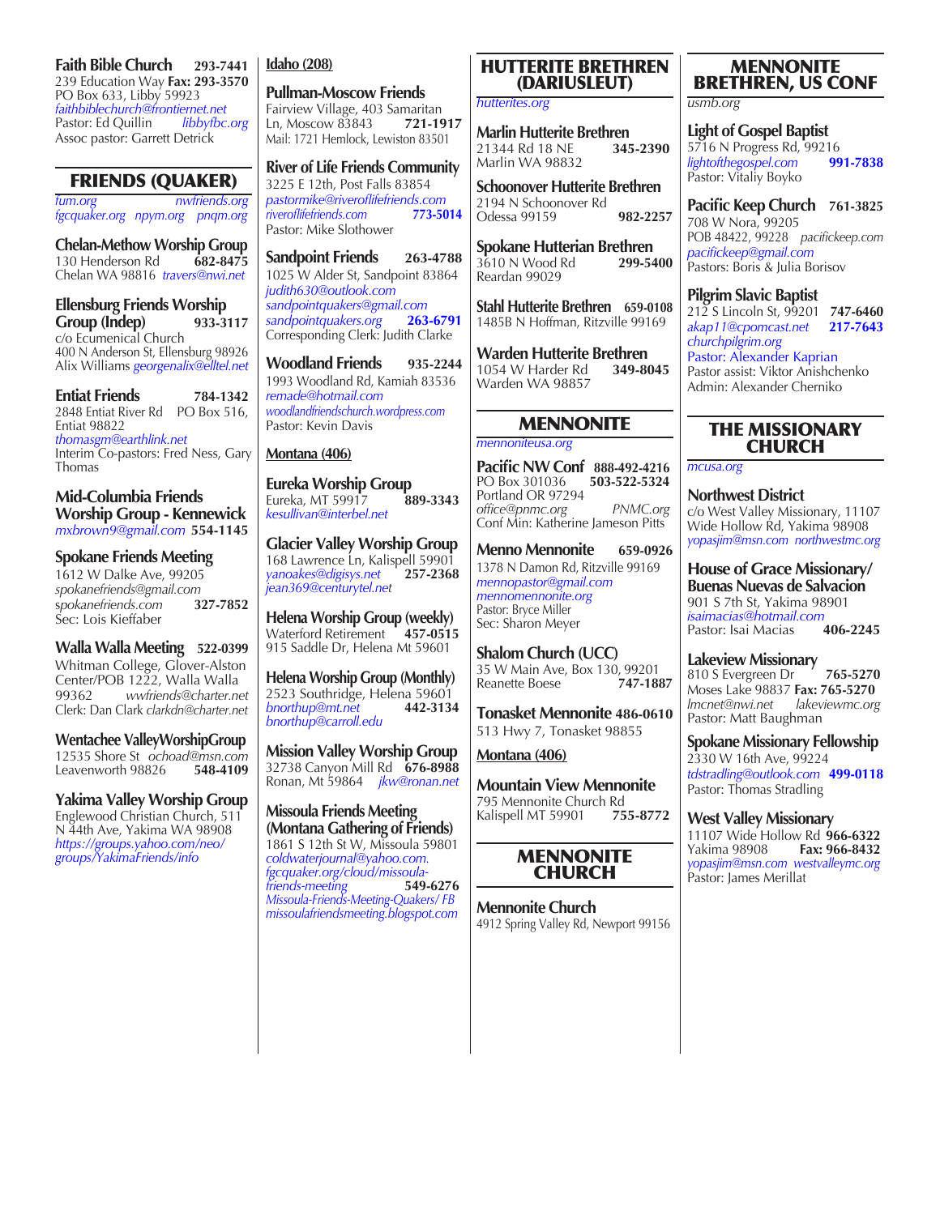**Faith Bible Church** **293-7441**
239 Education Way **Fax: 293-3570**
PO Box 633, Libby 59923
*faithbiblechurch@frontiernet.net*
Pastor: Ed Quillin *libbyfbc.org*
Assoc pastor: Garrett Detrick

## FRIENDS (QUAKER)

*fum.org* *nwfriends.org*
*fgcquaker.org* *npym.org* *pnqm.org*

**Chelan-Methow Worship Group**
130 Henderson Rd **682-8475**
Chelan WA 98816 *travers@nwi.net*

**Ellensburg Friends Worship Group (Indep)** **933-3117**
c/o Ecumenical Church
400 N Anderson St, Ellensburg 98926
Alix Williams *georgenalix@elltel.net*

**Entiat Friends** **784-1342**
2848 Entiat River Rd PO Box 516, Entiat 98822
*thomasgm@earthlink.net*
Interim Co-pastors: Fred Ness, Gary Thomas

**Mid-Columbia Friends Worship Group - Kennewick**
*mxbrown9@gmail.com* **554-1145**

**Spokane Friends Meeting**
1612 W Dalke Ave, 99205
*spokanefriends@gmail.com*
*spokanefriends.com* **327-7852**
Sec: Lois Kieffaber

**Walla Walla Meeting** **522-0399**
Whitman College, Glover-Alston Center/POB 1222, Walla Walla 99362 *wwfriends@charter.net*
Clerk: Dan Clark *clarkdn@charter.net*

**Wentachee ValleyWorshipGroup**
12535 Shore St *ochoad@msn.com*
Leavenworth 98826 **548-4109**

**Yakima Valley Worship Group**
Englewood Christian Church, 511 N 44th Ave, Yakima WA 98908
*https://groups.yahoo.com/neo/groups/YakimaFriends/info*

**Idaho (208)**

**Pullman-Moscow Friends**
Fairview Village, 403 Samaritan Ln, Moscow 83843 **721-1917**
Mail: 1721 Hemlock, Lewiston 83501

**River of Life Friends Community**
3225 E 12th, Post Falls 83854
*pastormike@riveroflifefriends.com*
*riveroflifefriends.com* **773-5014**
Pastor: Mike Slothower

**Sandpoint Friends** **263-4788**
1025 W Alder St, Sandpoint 83864
*judith630@outlook.com*
*sandpointquakers@gmail.com*
*sandpointquakers.org* **263-6791**
Corresponding Clerk: Judith Clarke

**Woodland Friends** **935-2244**
1993 Woodland Rd, Kamiah 83536
*remade@hotmail.com*
*woodlandfriendschurch.wordpress.com*
Pastor: Kevin Davis

**Montana (406)**

**Eureka Worship Group**
Eureka, MT 59917 **889-3343**
*kesullivan@interbel.net*

**Glacier Valley Worship Group**
168 Lawrence Ln, Kalispell 59901
*yanoakes@digisys.net* **257-2368**
*jean369@centurytel.net*

**Helena Worship Group (weekly)**
Waterford Retirement **457-0515**
915 Saddle Dr, Helena Mt 59601

**Helena Worship Group (Monthly)**
2523 Southridge, Helena 59601
*bnorthup@mt.net* **442-3134**
*bnorthup@carroll.edu*

**Mission Valley Worship Group**
32738 Canyon Mill Rd **676-8988**
Ronan, Mt 59864 *jkw@ronan.net*

**Missoula Friends Meeting (Montana Gathering of Friends)**
1861 S 12th St W, Missoula 59801
*coldwaterjournal@yahoo.com.*
*fgcquaker.org/cloud/missoula-friends-meeting* **549-6276**
*Missoula-Friends-Meeting-Quakers/ FB*
*missoulafriendsmeeting.blogspot.com*

## HUTTERITE BRETHREN (DARIUSLEUT)

*hutterites.org*

**Marlin Hutterite Brethren**
21344 Rd 18 NE **345-2390**
Marlin WA 98832

**Schoonover Hutterite Brethren**
2194 N Schoonover Rd
Odessa 99159 **982-2257**

**Spokane Hutterian Brethren**
3610 N Wood Rd **299-5400**
Reardan 99029

**Stahl Hutterite Brethren** **659-0108**
1485B N Hoffman, Ritzville 99169

**Warden Hutterite Brethren**
1054 W Harder Rd **349-8045**
Warden WA 98857

## MENNONITE

*mennoniteusa.org*

**Pacific NW Conf** **888-492-4216**
PO Box 301036 **503-522-5324**
Portland OR 97294
*office@pnmc.org* *PNMC.org*
Conf Minister: Katherine Jameson Pitts

**Menno Mennonite** **659-0926**
1378 N Damon Rd, Ritzville 99169
*mennopastor@gmail.com*
*mennomennonite.org*
Pastor: Bryce Miller
Sec: Sharon Meyer

**Shalom Church (UCC)**
35 W Main Ave, Box 130, 99201
Reanette Boese **747-1887**

**Tonasket Mennonite** **486-0610**
513 Hwy 7, Tonasket 98855

**Montana (406)**

**Mountain View Mennonite**
795 Mennonite Church Rd
Kalispell MT 59901 **755-8772**

## MENNONITE CHURCH

**Mennonite Church**
4912 Spring Valley Rd, Newport 99156

## MENNONITE BRETHREN, US CONF

*usmb.org*

**Light of Gospel Baptist**
5716 N Progress Rd, 99216
*lightofthegospel.com* **991-7838**
Pastor: Vitaliy Boyko

**Pacific Keep Church** **761-3825**
708 W Nora, 99205
POB 48422, 99228 *pacifickeep.com*
*pacifickeep@gmail.com*
Pastors: Boris & Julia Borisov

**Pilgrim Slavic Baptist**
212 S Lincoln St, 99201 **747-6460**
*akap11@cpomcast.net* **217-7643**
*churchpilgrim.org*
Pastor: Alexander Kaprian
Pastor assist: Viktor Anishchenko
Admin: Alexander Cherniko

## THE MISSIONARY CHURCH

*mcusa.org*

**Northwest District**
c/o West Valley Missionary, 11107 Wide Hollow Rd, Yakima 98908
*yopasjim@msn.com* *northwestmc.org*

**House of Grace Missionary/ Buenas Nuevas de Salvacion**
901 S 7th St, Yakima 98901
*isaimacias@hotmail.com*
Pastor: Isai Macias **406-2245**

**Lakeview Missionary**
810 S Evergreen Dr **765-5270**
Moses Lake 98837 **Fax: 765-5270**
*lmcnet@nwi.net* *lakeviewmc.org*
Pastor: Matt Baughman

**Spokane Missionary Fellowship**
2330 W 16th Ave, 99224
*tdstradling@outlook.com* **499-0118**
Pastor: Thomas Stradling

**West Valley Missionary**
11107 Wide Hollow Rd **966-6322**
Yakima 98908 **Fax: 966-8432**
*yopasjim@msn.com* *westvalleymc.org*
Pastor: James Merillat